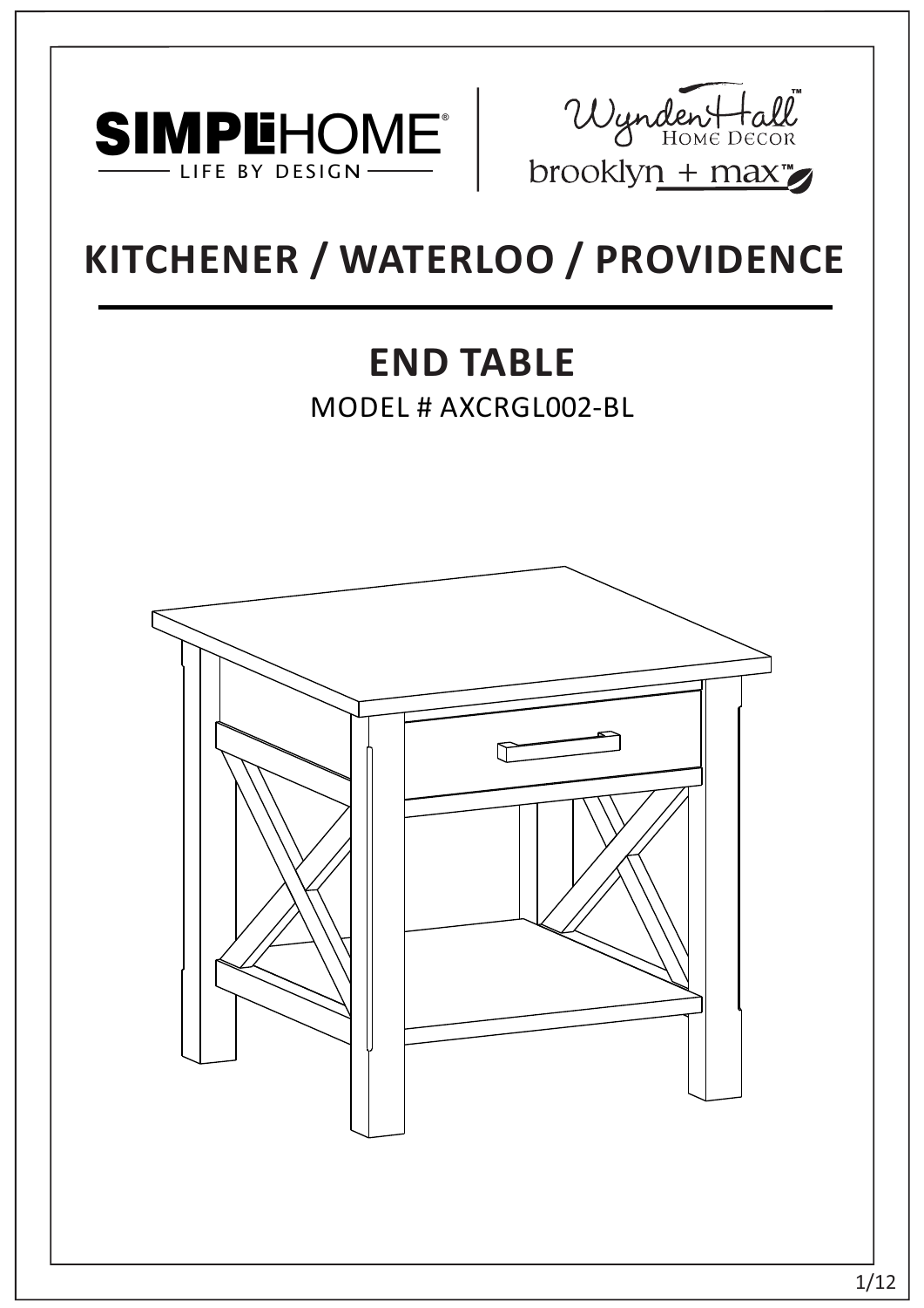SIMPLIHOME® — LIFE BY DESIGN —

Wynden Hall™ HOME DECOR

brooklyn + max™

# KITCHENER / WATERLOO / PROVIDENCE

## END TABLE

MODEL # AXCRGL002-BL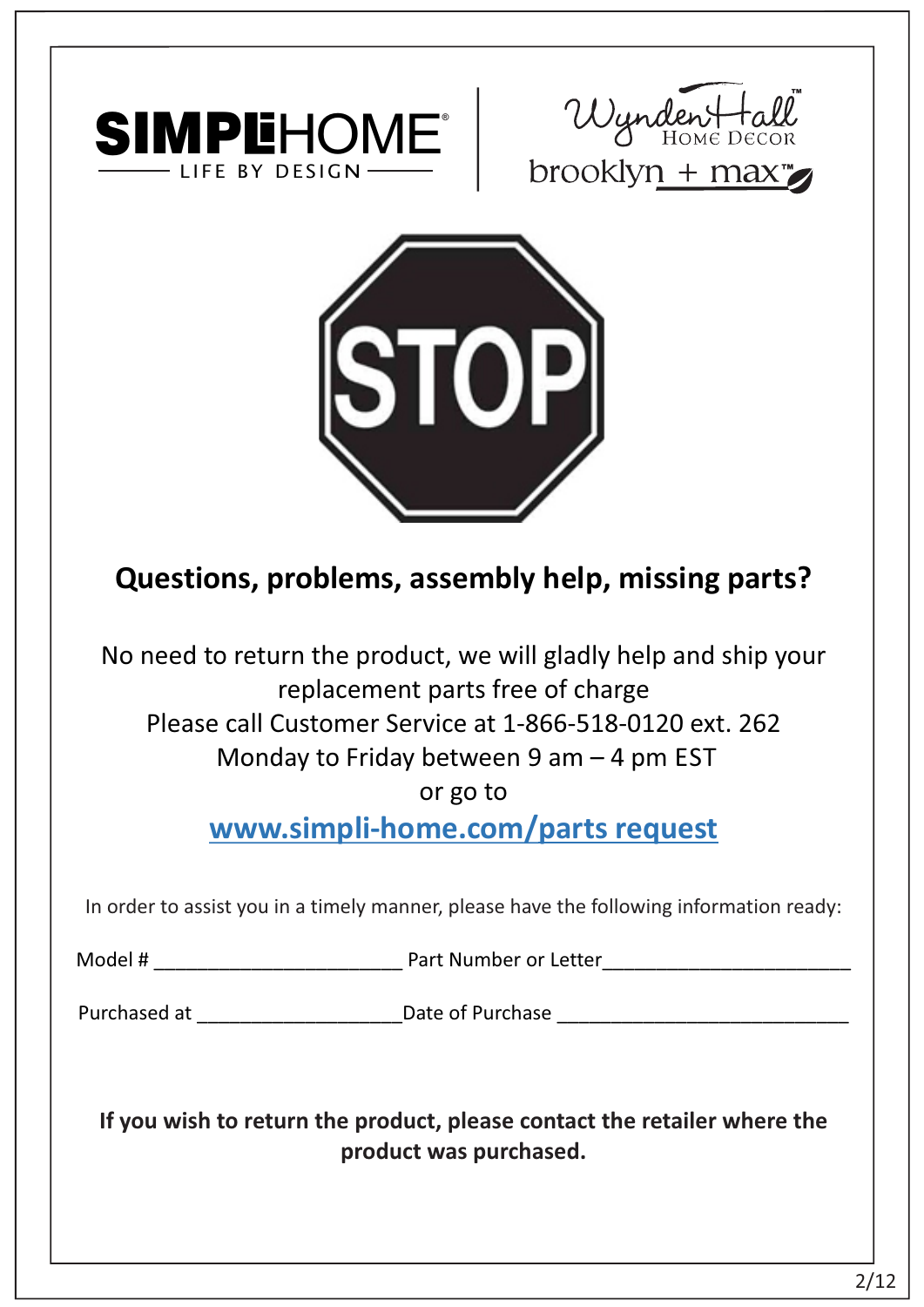SIMPLIHOME
LIFE BY DESIGN

Wynden Hall Home Decor

brooklyn + max

STOP

## Questions, problems, assembly help, missing parts?

No need to return the product, we will gladly help and ship your replacement parts free of charge

Please call Customer Service at 1-866-518-0120 ext. 262

Monday to Friday between 9 am – 4 pm EST

or go to

**www.simpli-home.com/parts request**

In order to assist you in a timely manner, please have the following information ready:

Model # ______________________ Part Number or Letter______________________

Purchased at __________________Date of Purchase __________________________

**If you wish to return the product, please contact the retailer where the product was purchased.**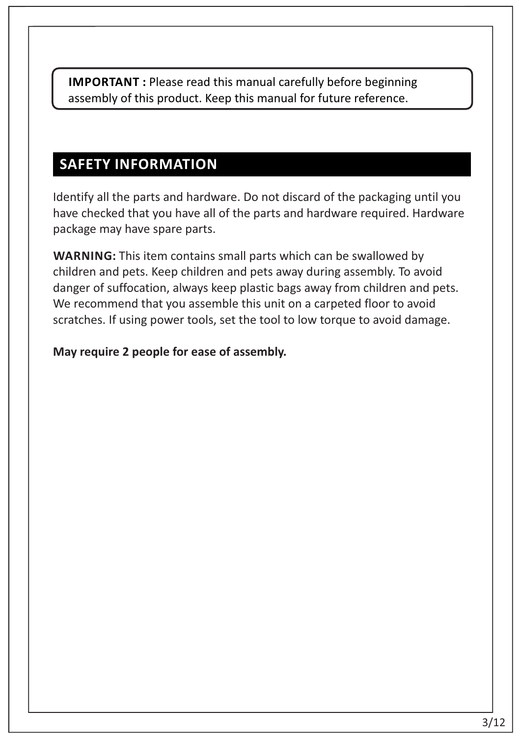**IMPORTANT :** Please read this manual carefully before beginning assembly of this product. Keep this manual for future reference.

## SAFETY INFORMATION

Identify all the parts and hardware. Do not discard of the packaging until you have checked that you have all of the parts and hardware required. Hardware package may have spare parts.

**WARNING:** This item contains small parts which can be swallowed by children and pets. Keep children and pets away during assembly. To avoid danger of suffocation, always keep plastic bags away from children and pets. We recommend that you assemble this unit on a carpeted floor to avoid scratches. If using power tools, set the tool to low torque to avoid damage.

**May require 2 people for ease of assembly.**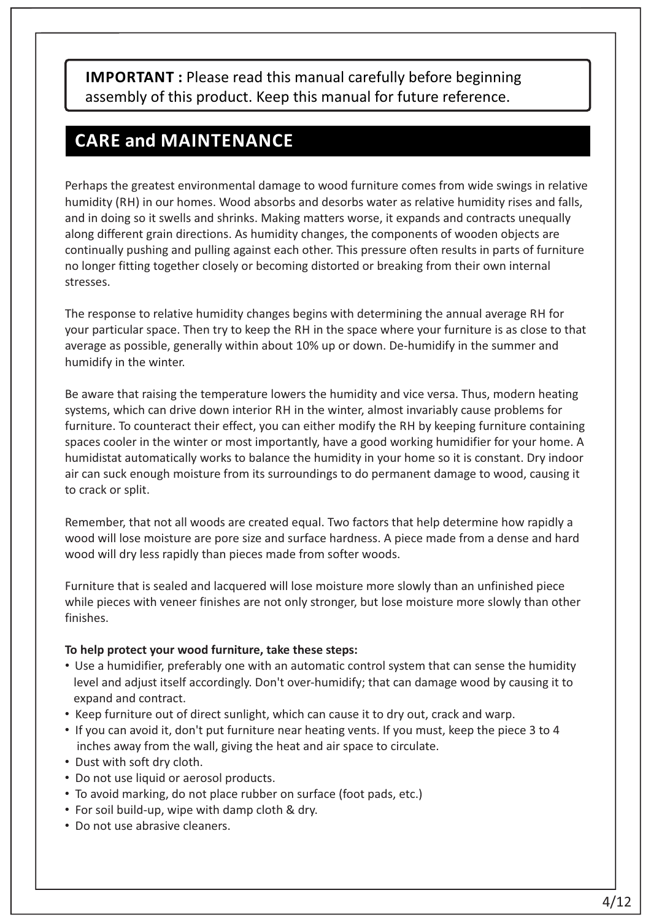**IMPORTANT :** Please read this manual carefully before beginning assembly of this product. Keep this manual for future reference.

## CARE and MAINTENANCE

Perhaps the greatest environmental damage to wood furniture comes from wide swings in relative humidity (RH) in our homes. Wood absorbs and desorbs water as relative humidity rises and falls, and in doing so it swells and shrinks. Making matters worse, it expands and contracts unequally along different grain directions. As humidity changes, the components of wooden objects are continually pushing and pulling against each other. This pressure often results in parts of furniture no longer fitting together closely or becoming distorted or breaking from their own internal stresses.

The response to relative humidity changes begins with determining the annual average RH for your particular space. Then try to keep the RH in the space where your furniture is as close to that average as possible, generally within about 10% up or down. De-humidify in the summer and humidify in the winter.

Be aware that raising the temperature lowers the humidity and vice versa. Thus, modern heating systems, which can drive down interior RH in the winter, almost invariably cause problems for furniture. To counteract their effect, you can either modify the RH by keeping furniture containing spaces cooler in the winter or most importantly, have a good working humidifier for your home. A humidistat automatically works to balance the humidity in your home so it is constant. Dry indoor air can suck enough moisture from its surroundings to do permanent damage to wood, causing it to crack or split.

Remember, that not all woods are created equal. Two factors that help determine how rapidly a wood will lose moisture are pore size and surface hardness. A piece made from a dense and hard wood will dry less rapidly than pieces made from softer woods.

Furniture that is sealed and lacquered will lose moisture more slowly than an unfinished piece while pieces with veneer finishes are not only stronger, but lose moisture more slowly than other finishes.

**To help protect your wood furniture, take these steps:**

- Use a humidifier, preferably one with an automatic control system that can sense the humidity level and adjust itself accordingly. Don't over-humidify; that can damage wood by causing it to expand and contract.
- Keep furniture out of direct sunlight, which can cause it to dry out, crack and warp.
- If you can avoid it, don't put furniture near heating vents. If you must, keep the piece 3 to 4 inches away from the wall, giving the heat and air space to circulate.
- Dust with soft dry cloth.
- Do not use liquid or aerosol products.
- To avoid marking, do not place rubber on surface (foot pads, etc.)
- For soil build-up, wipe with damp cloth & dry.
- Do not use abrasive cleaners.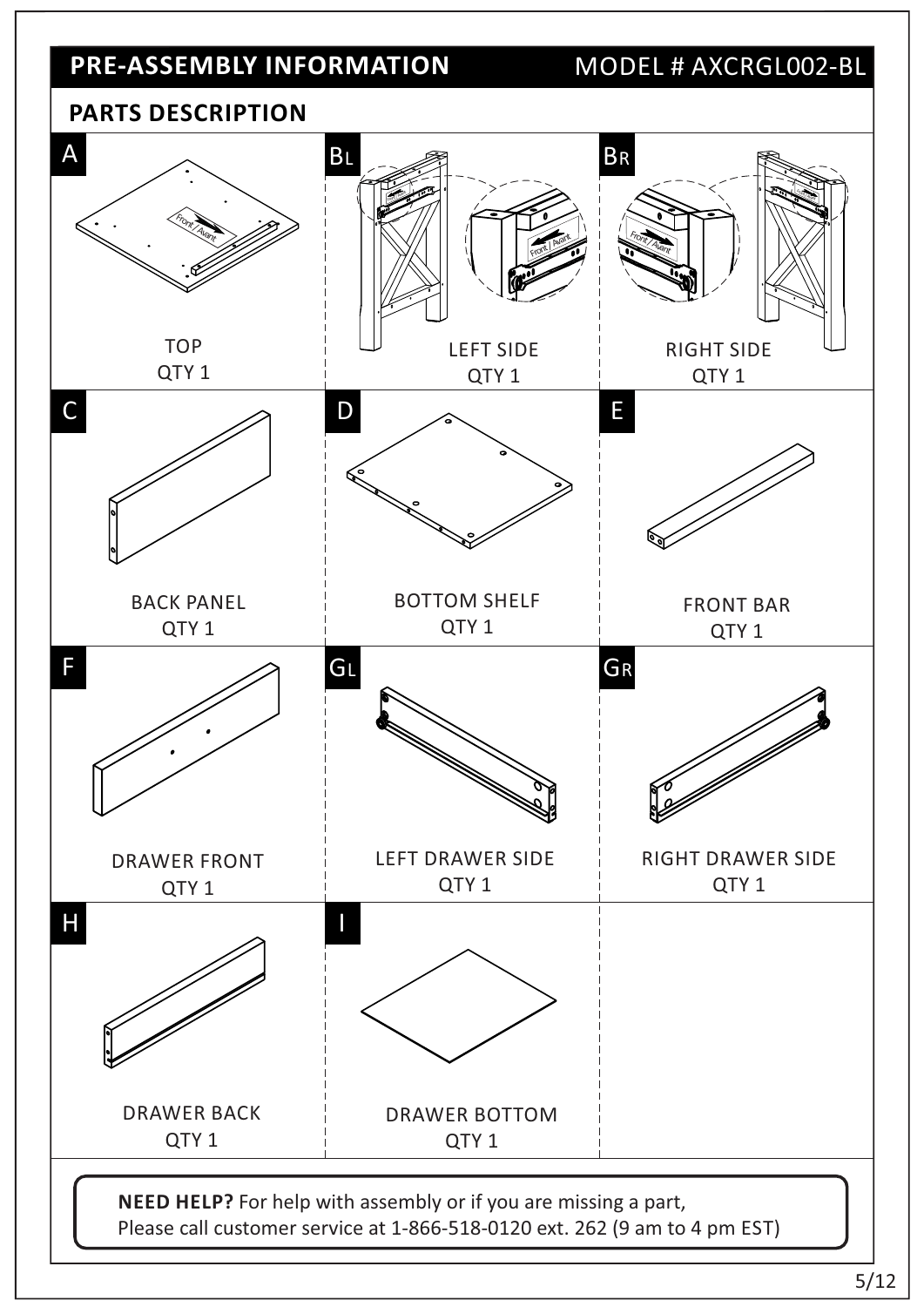## PRE-ASSEMBLY INFORMATION

MODEL # AXCRGL002-BL

### PARTS DESCRIPTION

| Part | Description | Qty |
|---|---|---|
| A | TOP | QTY 1 |
| BL | LEFT SIDE | QTY 1 |
| BR | RIGHT SIDE | QTY 1 |
| C | BACK PANEL | QTY 1 |
| D | BOTTOM SHELF | QTY 1 |
| E | FRONT BAR | QTY 1 |
| F | DRAWER FRONT | QTY 1 |
| GL | LEFT DRAWER SIDE | QTY 1 |
| GR | RIGHT DRAWER SIDE | QTY 1 |
| H | DRAWER BACK | QTY 1 |
| I | DRAWER BOTTOM | QTY 1 |

Front / Avant

**NEED HELP?** For help with assembly or if you are missing a part,
Please call customer service at 1-866-518-0120 ext. 262 (9 am to 4 pm EST)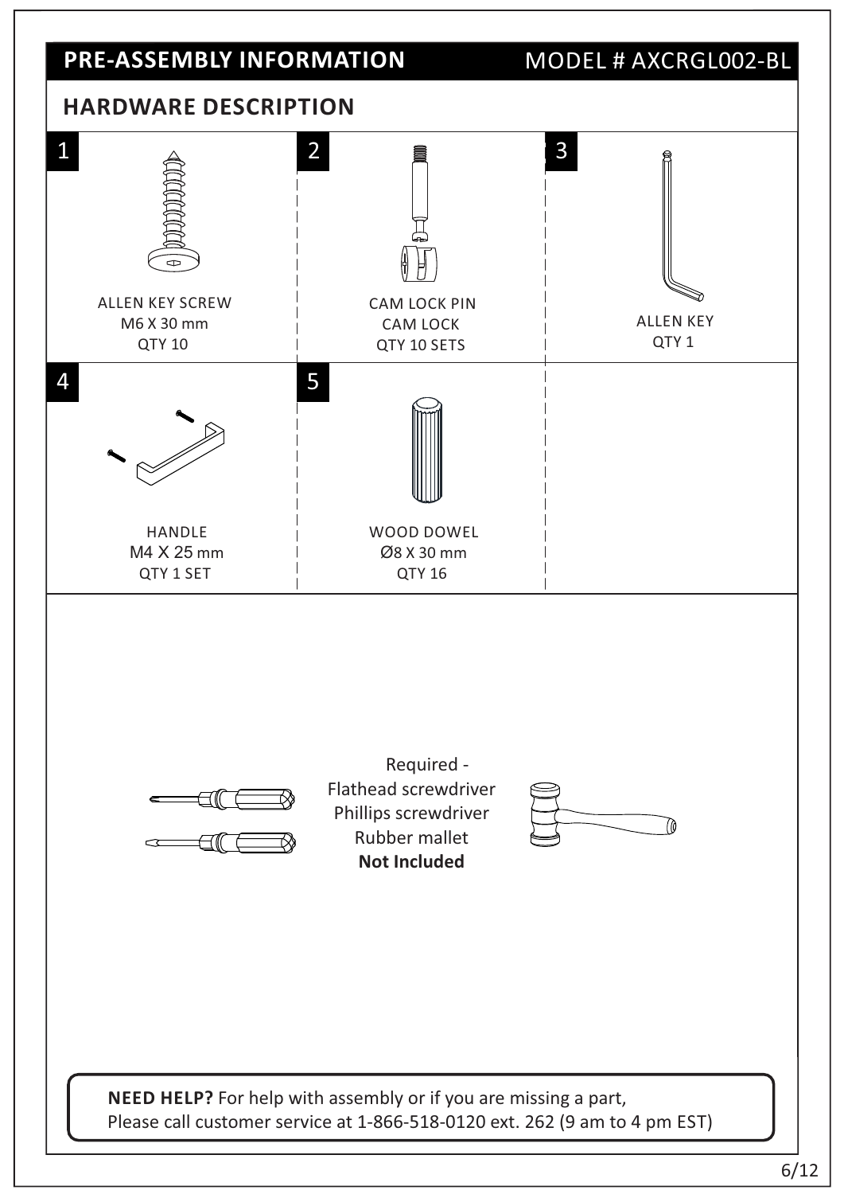# PRE-ASSEMBLY INFORMATION

MODEL # AXCRGL002-BL

## HARDWARE DESCRIPTION

| # | Description | Size | Quantity |
|---|---|---|---|
| 1 | ALLEN KEY SCREW | M6 X 30 mm | QTY 10 |
| 2 | CAM LOCK PIN / CAM LOCK | | QTY 10 SETS |
| 3 | ALLEN KEY | | QTY 1 |
| 4 | HANDLE | M4 X 25 mm | QTY 1 SET |
| 5 | WOOD DOWEL | Ø8 X 30 mm | QTY 16 |

Required -
Flathead screwdriver
Phillips screwdriver
Rubber mallet
**Not Included**

**NEED HELP?** For help with assembly or if you are missing a part,
Please call customer service at 1-866-518-0120 ext. 262 (9 am to 4 pm EST)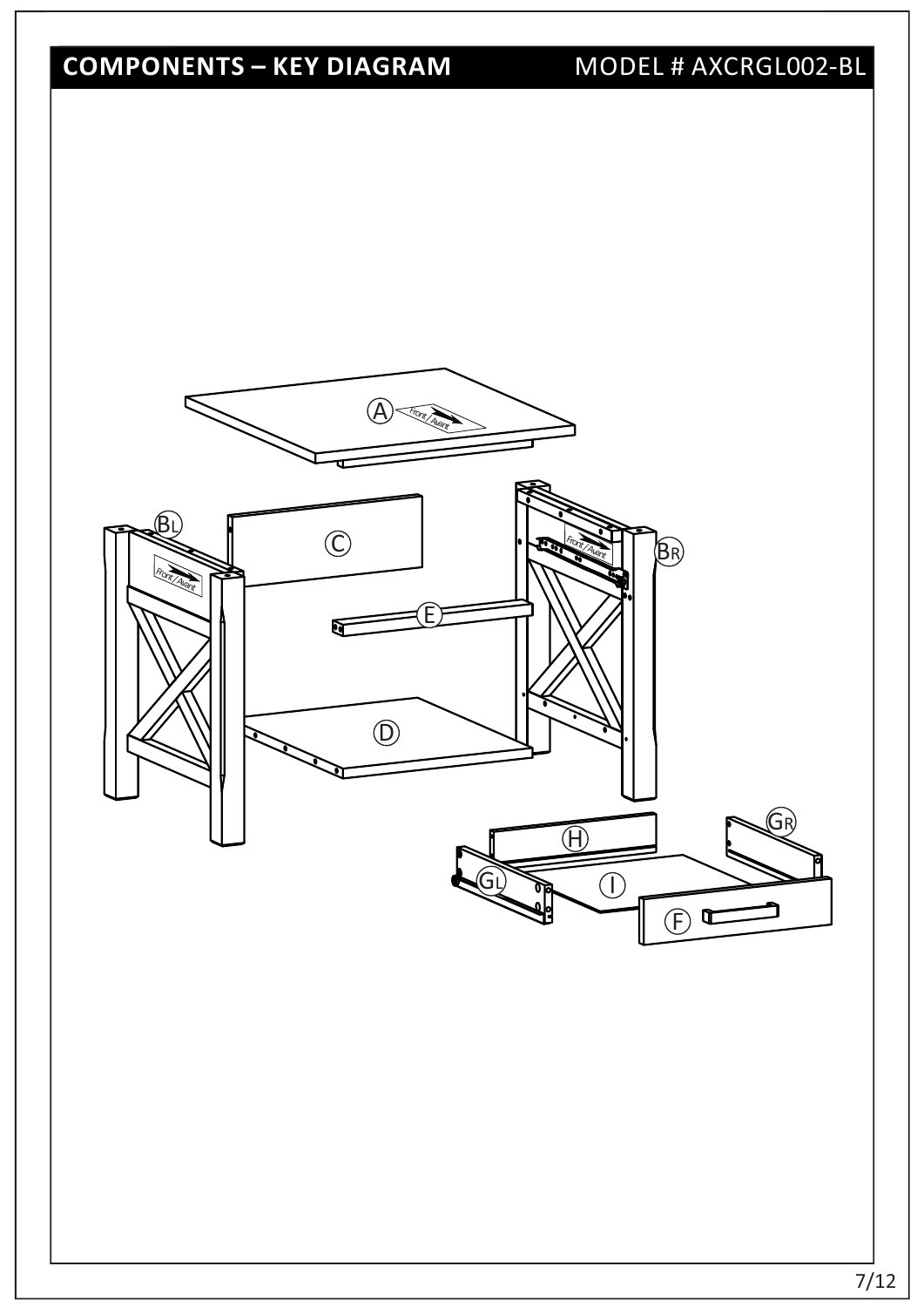## COMPONENTS – KEY DIAGRAM

MODEL # AXCRGL002-BL

A

Front / Avant

BL

Front / Avant

C

BR

Front / Avant

E

D

H

GR

GL

I

F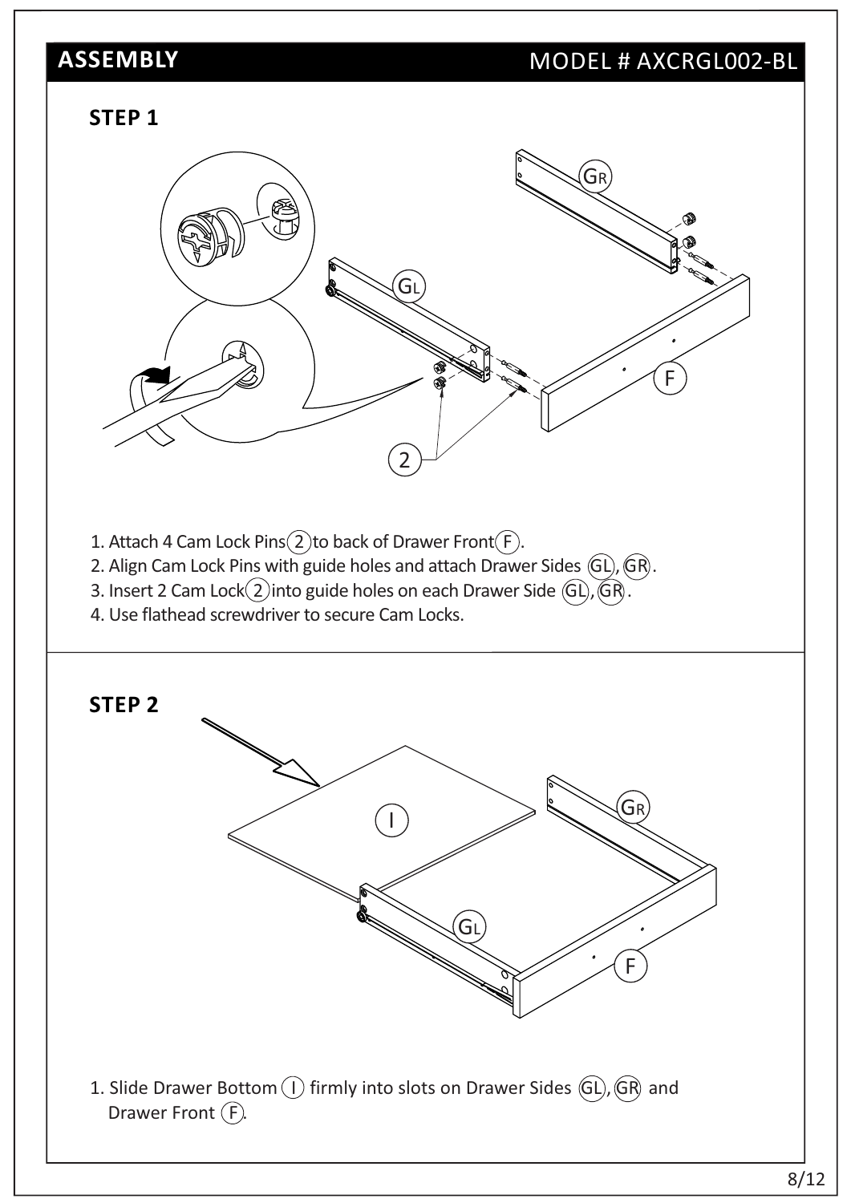## ASSEMBLY

MODEL # AXCRGL002-BL

### STEP 1

1. Attach 4 Cam Lock Pins (2) to back of Drawer Front (F).
2. Align Cam Lock Pins with guide holes and attach Drawer Sides (GL), (GR).
3. Insert 2 Cam Lock (2) into guide holes on each Drawer Side (GL), (GR).
4. Use flathead screwdriver to secure Cam Locks.

### STEP 2

1. Slide Drawer Bottom (I) firmly into slots on Drawer Sides (GL), (GR) and Drawer Front (F).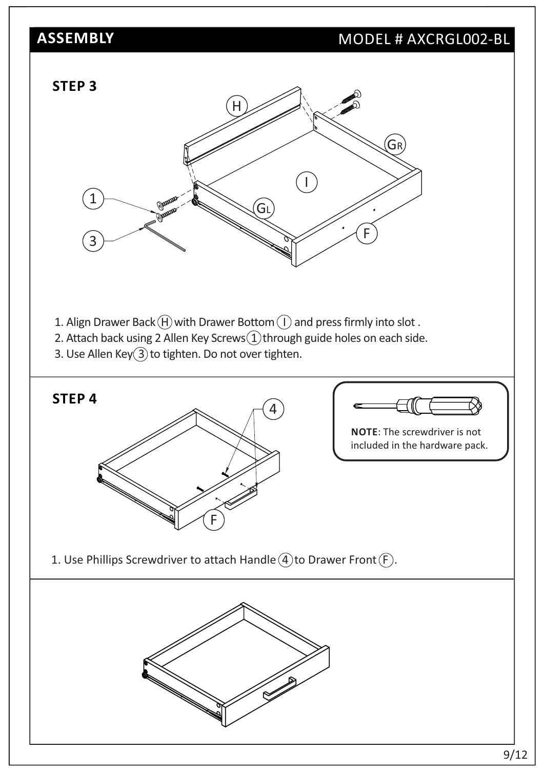## ASSEMBLY

MODEL # AXCRGL002-BL

### STEP 3

1. Align Drawer Back (H) with Drawer Bottom (I) and press firmly into slot .
2. Attach back using 2 Allen Key Screws (1) through guide holes on each side.
3. Use Allen Key (3) to tighten. Do not over tighten.

### STEP 4

**NOTE**: The screwdriver is not included in the hardware pack.

1. Use Phillips Screwdriver to attach Handle (4) to Drawer Front (F).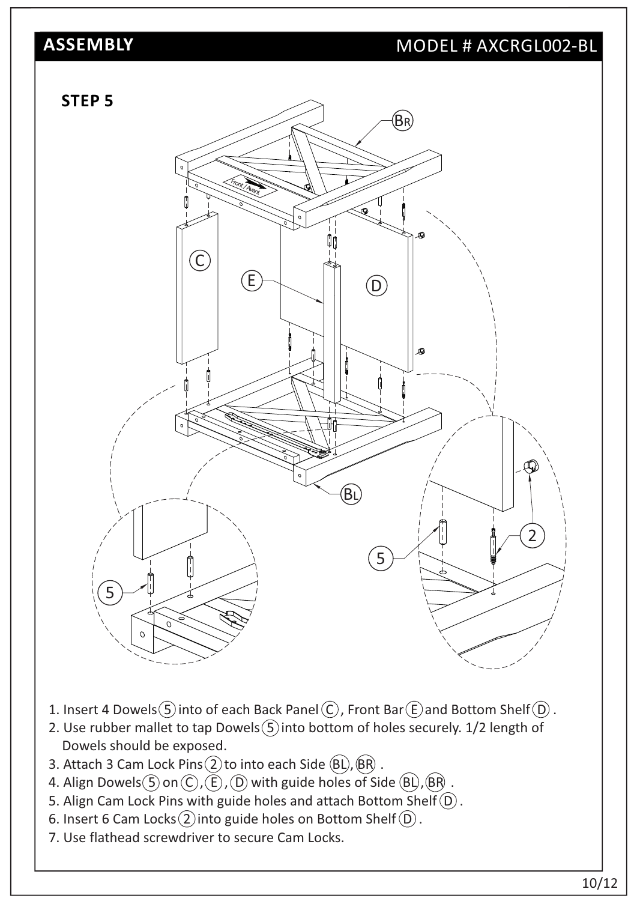## ASSEMBLY

MODEL # AXCRGL002-BL

### STEP 5

1. Insert 4 Dowels (5) into of each Back Panel (C), Front Bar (E) and Bottom Shelf (D).
2. Use rubber mallet to tap Dowels (5) into bottom of holes securely. 1/2 length of Dowels should be exposed.
3. Attach 3 Cam Lock Pins (2) to into each Side (BL), (BR).
4. Align Dowels (5) on (C), (E), (D) with guide holes of Side (BL), (BR).
5. Align Cam Lock Pins with guide holes and attach Bottom Shelf (D).
6. Insert 6 Cam Locks (2) into guide holes on Bottom Shelf (D).
7. Use flathead screwdriver to secure Cam Locks.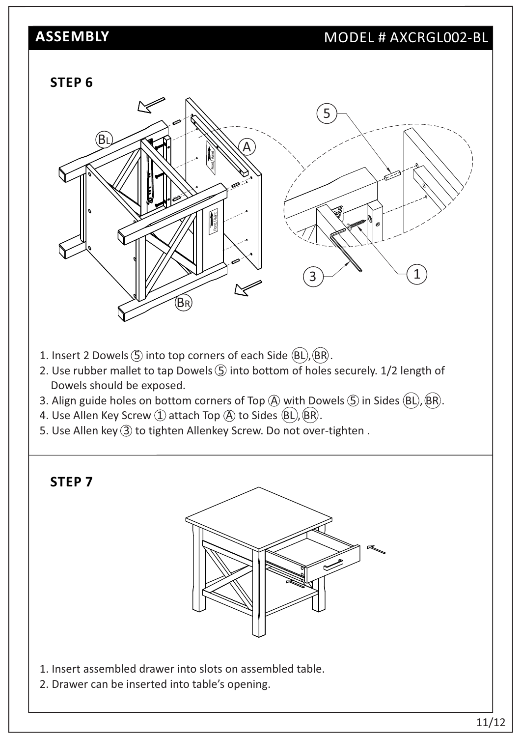## ASSEMBLY

MODEL # AXCRGL002-BL

### STEP 6

1. Insert 2 Dowels ⑤ into top corners of each Side (BL), (BR).
2. Use rubber mallet to tap Dowels ⑤ into bottom of holes securely. 1/2 length of Dowels should be exposed.
3. Align guide holes on bottom corners of Top Ⓐ with Dowels ⑤ in Sides (BL), (BR).
4. Use Allen Key Screw ① attach Top Ⓐ to Sides (BL), (BR).
5. Use Allen key ③ to tighten Allenkey Screw. Do not over-tighten .

### STEP 7

1. Insert assembled drawer into slots on assembled table.
2. Drawer can be inserted into table's opening.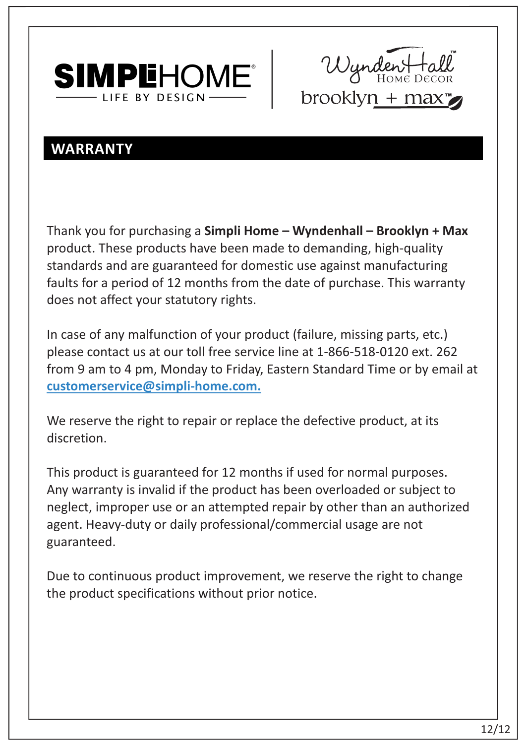SIMPLIHOME

LIFE BY DESIGN

WyndenHall™ HOME DECOR

brooklyn + max™

## WARRANTY

Thank you for purchasing a **Simpli Home – Wyndenhall – Brooklyn + Max** product. These products have been made to demanding, high-quality standards and are guaranteed for domestic use against manufacturing faults for a period of 12 months from the date of purchase. This warranty does not affect your statutory rights.

In case of any malfunction of your product (failure, missing parts, etc.) please contact us at our toll free service line at 1-866-518-0120 ext. 262 from 9 am to 4 pm, Monday to Friday, Eastern Standard Time or by email at **customerservice@simpli-home.com.**

We reserve the right to repair or replace the defective product, at its discretion.

This product is guaranteed for 12 months if used for normal purposes. Any warranty is invalid if the product has been overloaded or subject to neglect, improper use or an attempted repair by other than an authorized agent. Heavy-duty or daily professional/commercial usage are not guaranteed.

Due to continuous product improvement, we reserve the right to change the product specifications without prior notice.